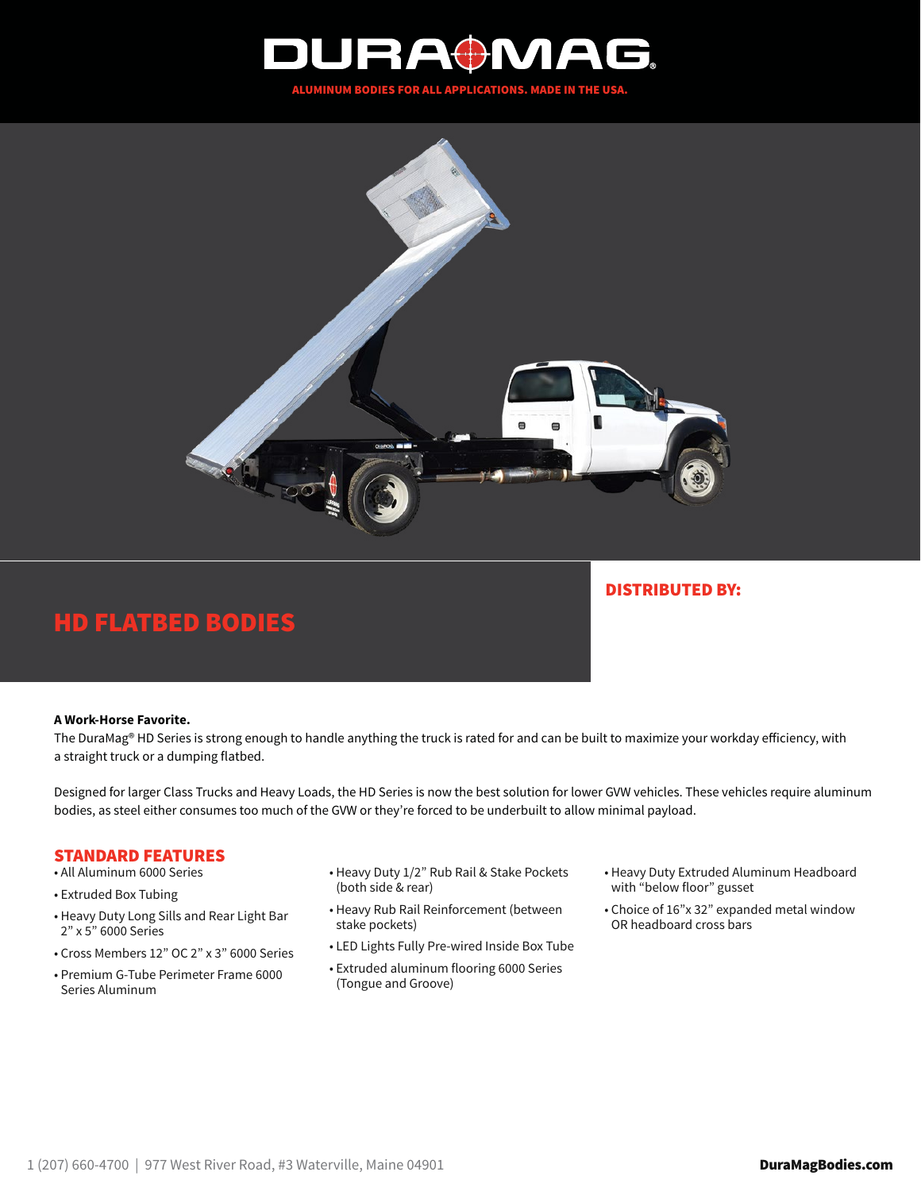# DURAMAG

ALUMINUM BODIES FOR ALL APPLICATIONS. MADE IN THE USA.

## HD FLATBED BODIES

**DISTRIBUTED BY:**

**A Work-Horse Favorite.**

The DuraMag® HD Series is strong enough to handle anything the truck is rated for and can be built to maximize your workday efficiency, with a straight truck or a dumping flatbed.

Designed for larger Class Trucks and Heavy Loads, the HD Series is now the best solution for lower GVW vehicles. These vehicles require aluminum bodies, as steel either consumes too much of the GVW or they're forced to be underbuilt to allow minimal payload.

## STANDARD FEATURES

- All Aluminum 6000 Series
- Extruded Box Tubing
- Heavy Duty Long Sills and Rear Light Bar 2" x 5" 6000 Series
- Cross Members 12" OC 2" x 3" 6000 Series
- Premium G-Tube Perimeter Frame 6000 Series Aluminum
- Heavy Duty 1/2" Rub Rail & Stake Pockets (both side & rear)
- Heavy Rub Rail Reinforcement (between stake pockets)
- LED Lights Fully Pre-wired Inside Box Tube
- Extruded aluminum flooring 6000 Series (Tongue and Groove)
- Heavy Duty Extruded Aluminum Headboard with "below floor" gusset
- Choice of 16"x 32" expanded metal window OR headboard cross bars

1 (207) 660-4700 | 977 West River Road, #3 Waterville, Maine 04901 **DuraMagBodies.com**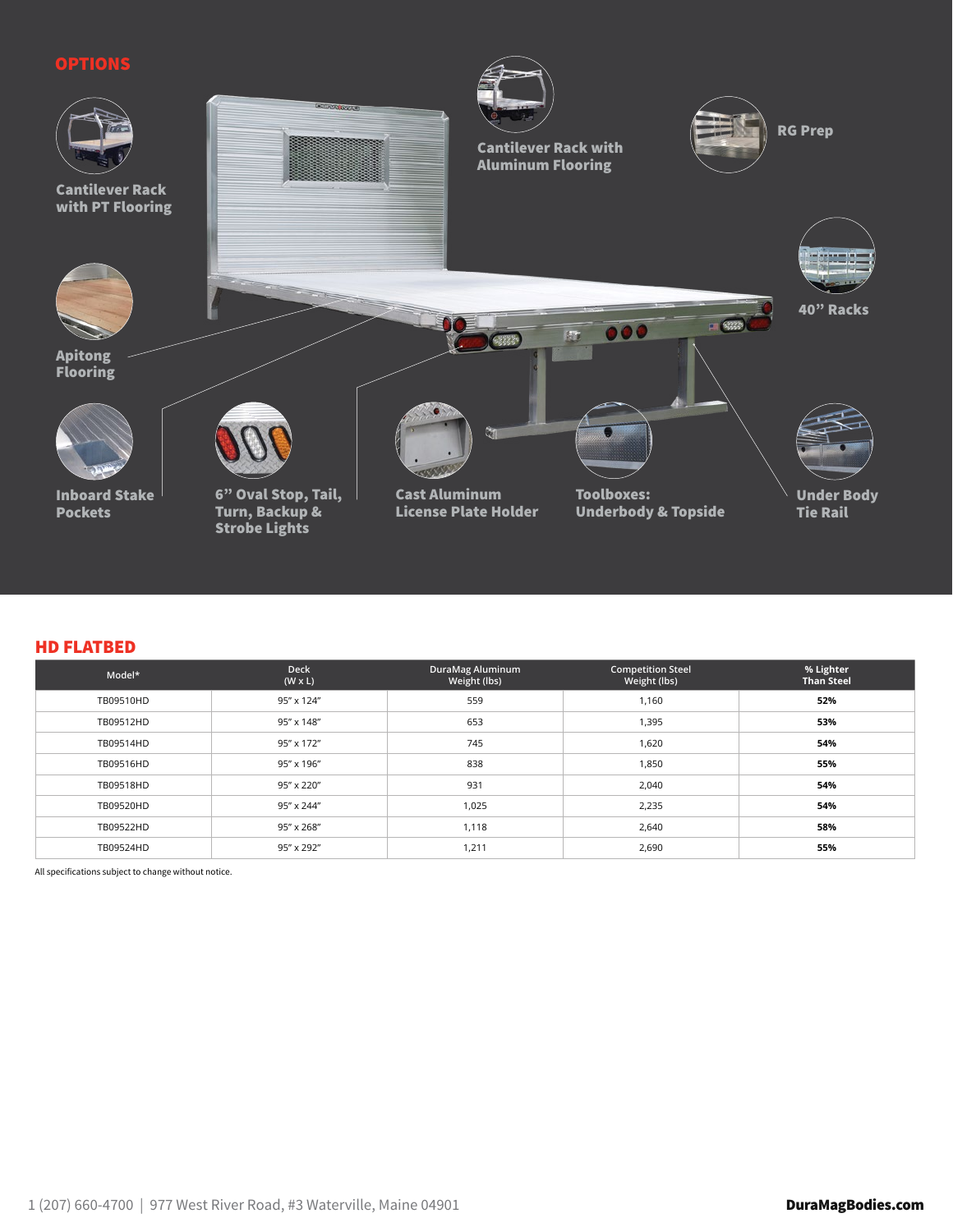## OPTIONS

Cantilever Rack with PT Flooring

Cantilever Rack with Aluminum Flooring

RG Prep

40” Racks

Apitong Flooring

Inboard Stake Pockets

6” Oval Stop, Tail, Turn, Backup & Strobe Lights

Cast Aluminum License Plate Holder

Toolboxes: Underbody & Topside

Under Body Tie Rail

## HD FLATBED

| Model* | Deck (W x L) | DuraMag Aluminum Weight (lbs) | Competition Steel Weight (lbs) | % Lighter Than Steel |
|---|---|---|---|---|
| TB09510HD | 95” x 124” | 559 | 1,160 | **52%** |
| TB09512HD | 95” x 148” | 653 | 1,395 | **53%** |
| TB09514HD | 95” x 172” | 745 | 1,620 | **54%** |
| TB09516HD | 95” x 196” | 838 | 1,850 | **55%** |
| TB09518HD | 95” x 220” | 931 | 2,040 | **54%** |
| TB09520HD | 95” x 244” | 1,025 | 2,235 | **54%** |
| TB09522HD | 95” x 268” | 1,118 | 2,640 | **58%** |
| TB09524HD | 95” x 292” | 1,211 | 2,690 | **55%** |

All specifications subject to change without notice.

1 (207) 660-4700 | 977 West River Road, #3 Waterville, Maine 04901

**DuraMagBodies.com**